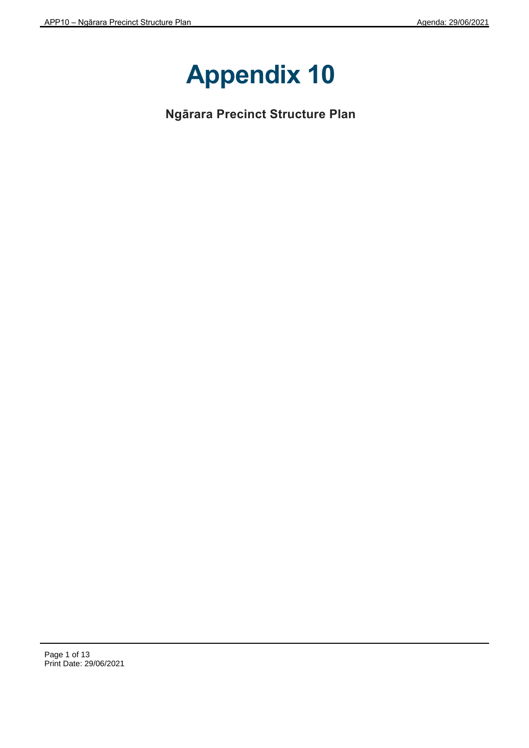# Appendix 10

## Ngārara Precinct Structure Plan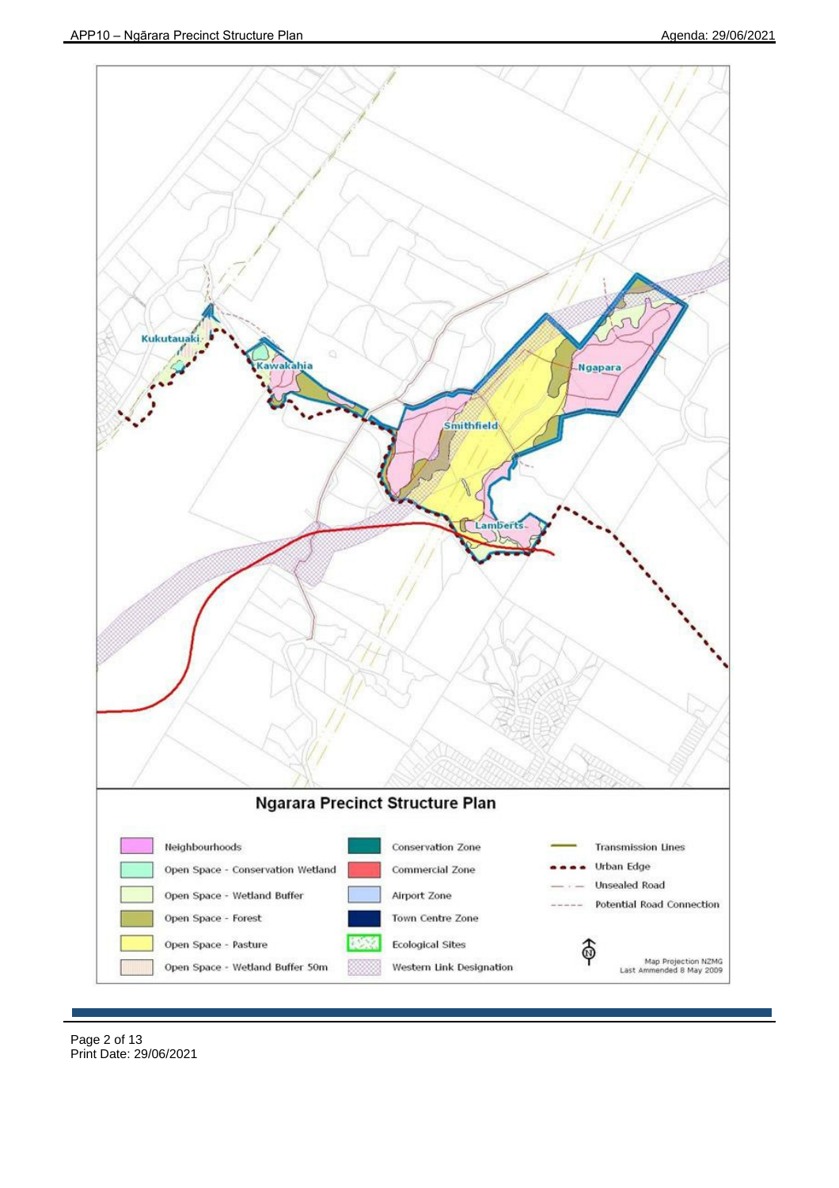Kukutauaki

Kawakahia

Ngapara

Smithfield

Lamberts

## Ngarara Precinct Structure Plan

| | | |
|---|---|---|
| Neighbourhoods | Conservation Zone | Transmission Lines |
| Open Space - Conservation Wetland | Commercial Zone | Urban Edge |
| Open Space - Wetland Buffer | Airport Zone | Unsealed Road |
| Open Space - Forest | Town Centre Zone | Potential Road Connection |
| Open Space - Pasture | Ecological Sites | |
| Open Space - Wetland Buffer 50m | Western Link Designation | |

Map Projection NZMG
Last Ammended 8 May 2009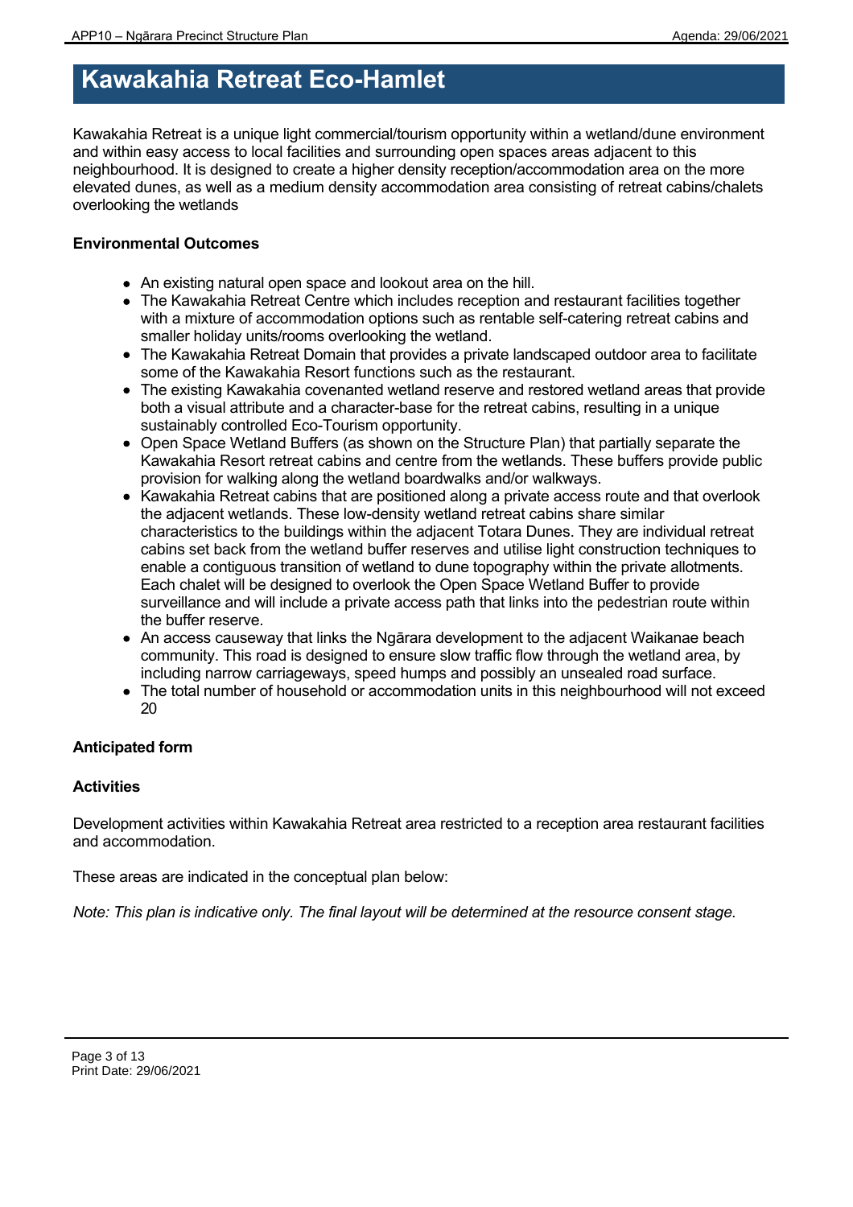# Kawakahia Retreat Eco-Hamlet

Kawakahia Retreat is a unique light commercial/tourism opportunity within a wetland/dune environment and within easy access to local facilities and surrounding open spaces areas adjacent to this neighbourhood. It is designed to create a higher density reception/accommodation area on the more elevated dunes, as well as a medium density accommodation area consisting of retreat cabins/chalets overlooking the wetlands

**Environmental Outcomes**

- An existing natural open space and lookout area on the hill.
- The Kawakahia Retreat Centre which includes reception and restaurant facilities together with a mixture of accommodation options such as rentable self-catering retreat cabins and smaller holiday units/rooms overlooking the wetland.
- The Kawakahia Retreat Domain that provides a private landscaped outdoor area to facilitate some of the Kawakahia Resort functions such as the restaurant.
- The existing Kawakahia covenanted wetland reserve and restored wetland areas that provide both a visual attribute and a character-base for the retreat cabins, resulting in a unique sustainably controlled Eco-Tourism opportunity.
- Open Space Wetland Buffers (as shown on the Structure Plan) that partially separate the Kawakahia Resort retreat cabins and centre from the wetlands. These buffers provide public provision for walking along the wetland boardwalks and/or walkways.
- Kawakahia Retreat cabins that are positioned along a private access route and that overlook the adjacent wetlands. These low-density wetland retreat cabins share similar characteristics to the buildings within the adjacent Totara Dunes. They are individual retreat cabins set back from the wetland buffer reserves and utilise light construction techniques to enable a contiguous transition of wetland to dune topography within the private allotments. Each chalet will be designed to overlook the Open Space Wetland Buffer to provide surveillance and will include a private access path that links into the pedestrian route within the buffer reserve.
- An access causeway that links the Ngārara development to the adjacent Waikanae beach community. This road is designed to ensure slow traffic flow through the wetland area, by including narrow carriageways, speed humps and possibly an unsealed road surface.
- The total number of household or accommodation units in this neighbourhood will not exceed 20

**Anticipated form**

**Activities**

Development activities within Kawakahia Retreat area restricted to a reception area restaurant facilities and accommodation.

These areas are indicated in the conceptual plan below:

*Note: This plan is indicative only. The final layout will be determined at the resource consent stage.*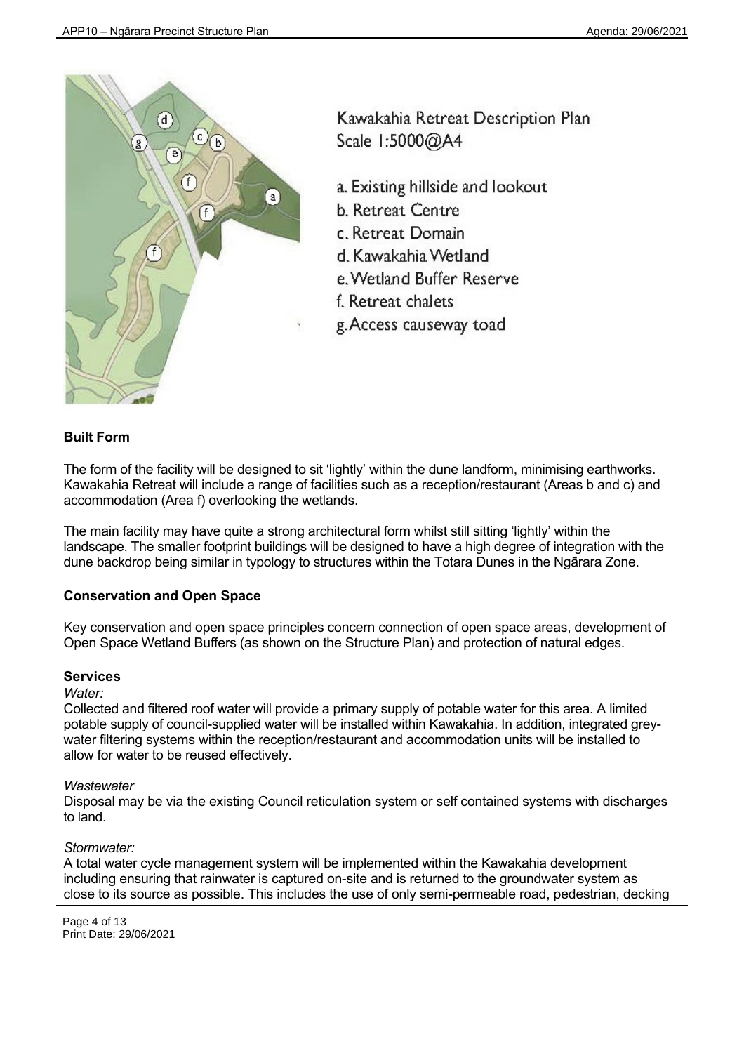Kawakahia Retreat Description Plan
Scale 1:5000@A4

a. Existing hillside and lookout
b. Retreat Centre
c. Retreat Domain
d. Kawakahia Wetland
e. Wetland Buffer Reserve
f. Retreat chalets
g. Access causeway toad

### Built Form

The form of the facility will be designed to sit 'lightly' within the dune landform, minimising earthworks. Kawakahia Retreat will include a range of facilities such as a reception/restaurant (Areas b and c) and accommodation (Area f) overlooking the wetlands.

The main facility may have quite a strong architectural form whilst still sitting 'lightly' within the landscape. The smaller footprint buildings will be designed to have a high degree of integration with the dune backdrop being similar in typology to structures within the Totara Dunes in the Ngārara Zone.

### Conservation and Open Space

Key conservation and open space principles concern connection of open space areas, development of Open Space Wetland Buffers (as shown on the Structure Plan) and protection of natural edges.

### Services

*Water:*
Collected and filtered roof water will provide a primary supply of potable water for this area. A limited potable supply of council-supplied water will be installed within Kawakahia. In addition, integrated grey-water filtering systems within the reception/restaurant and accommodation units will be installed to allow for water to be reused effectively.

*Wastewater*
Disposal may be via the existing Council reticulation system or self contained systems with discharges to land.

*Stormwater:*
A total water cycle management system will be implemented within the Kawakahia development including ensuring that rainwater is captured on-site and is returned to the groundwater system as close to its source as possible. This includes the use of only semi-permeable road, pedestrian, decking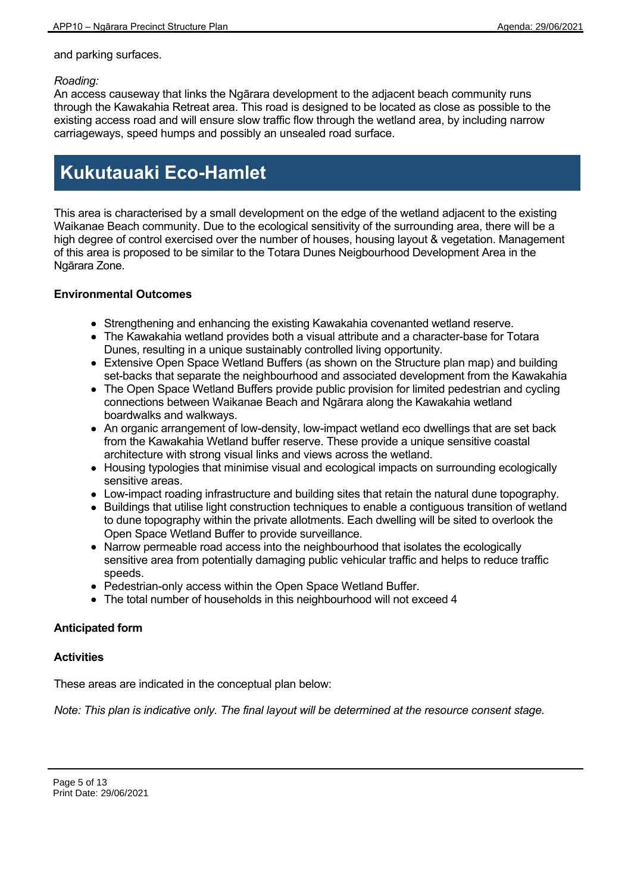and parking surfaces.

*Roading:*
An access causeway that links the Ngārara development to the adjacent beach community runs through the Kawakahia Retreat area. This road is designed to be located as close as possible to the existing access road and will ensure slow traffic flow through the wetland area, by including narrow carriageways, speed humps and possibly an unsealed road surface.

# Kukutauaki Eco-Hamlet

This area is characterised by a small development on the edge of the wetland adjacent to the existing Waikanae Beach community. Due to the ecological sensitivity of the surrounding area, there will be a high degree of control exercised over the number of houses, housing layout & vegetation. Management of this area is proposed to be similar to the Totara Dunes Neigbourhood Development Area in the Ngārara Zone.

**Environmental Outcomes**

- Strengthening and enhancing the existing Kawakahia covenanted wetland reserve.
- The Kawakahia wetland provides both a visual attribute and a character-base for Totara Dunes, resulting in a unique sustainably controlled living opportunity.
- Extensive Open Space Wetland Buffers (as shown on the Structure plan map) and building set-backs that separate the neighbourhood and associated development from the Kawakahia
- The Open Space Wetland Buffers provide public provision for limited pedestrian and cycling connections between Waikanae Beach and Ngārara along the Kawakahia wetland boardwalks and walkways.
- An organic arrangement of low-density, low-impact wetland eco dwellings that are set back from the Kawakahia Wetland buffer reserve. These provide a unique sensitive coastal architecture with strong visual links and views across the wetland.
- Housing typologies that minimise visual and ecological impacts on surrounding ecologically sensitive areas.
- Low-impact roading infrastructure and building sites that retain the natural dune topography.
- Buildings that utilise light construction techniques to enable a contiguous transition of wetland to dune topography within the private allotments. Each dwelling will be sited to overlook the Open Space Wetland Buffer to provide surveillance.
- Narrow permeable road access into the neighbourhood that isolates the ecologically sensitive area from potentially damaging public vehicular traffic and helps to reduce traffic speeds.
- Pedestrian-only access within the Open Space Wetland Buffer.
- The total number of households in this neighbourhood will not exceed 4

**Anticipated form**

**Activities**

These areas are indicated in the conceptual plan below:

*Note: This plan is indicative only. The final layout will be determined at the resource consent stage.*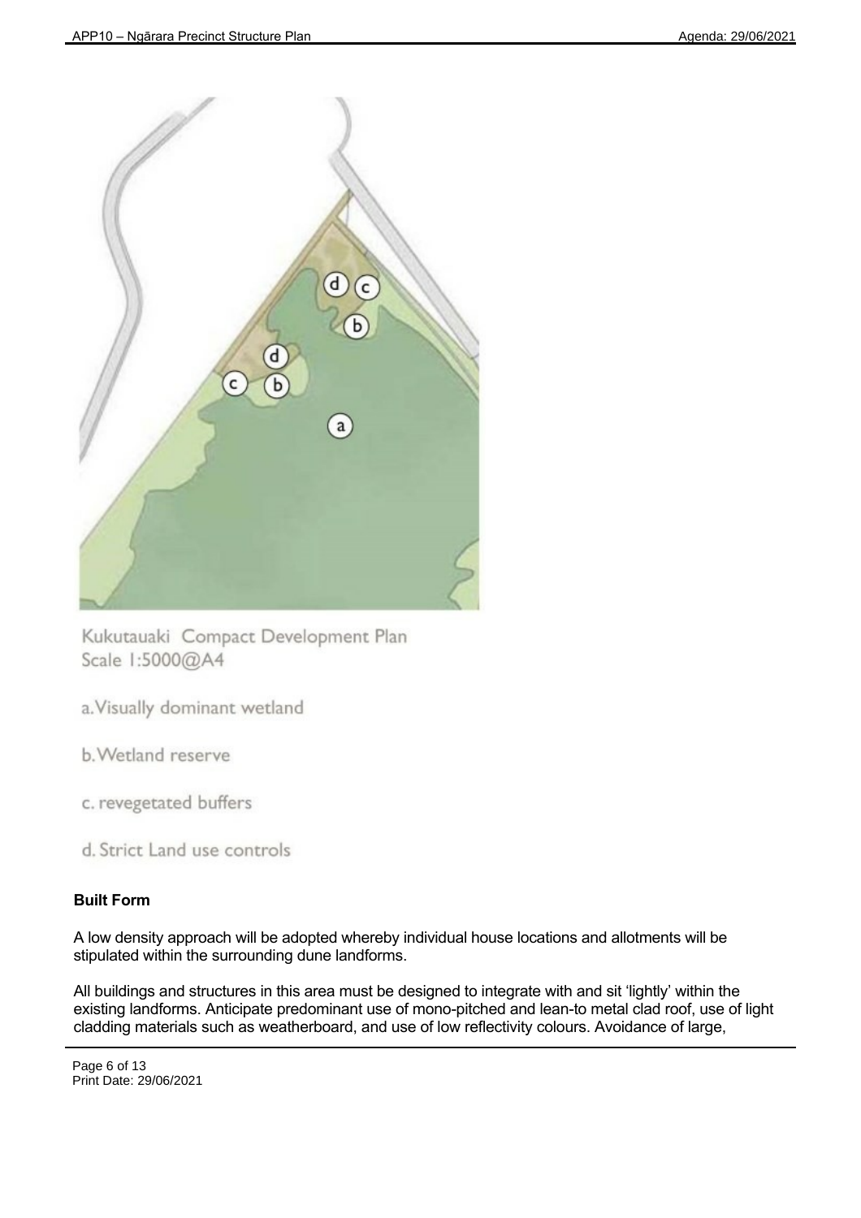Kukutauaki Compact Development Plan
Scale 1:5000@A4

a. Visually dominant wetland

b. Wetland reserve

c. revegetated buffers

d. Strict Land use controls

**Built Form**

A low density approach will be adopted whereby individual house locations and allotments will be stipulated within the surrounding dune landforms.

All buildings and structures in this area must be designed to integrate with and sit 'lightly' within the existing landforms. Anticipate predominant use of mono-pitched and lean-to metal clad roof, use of light cladding materials such as weatherboard, and use of low reflectivity colours. Avoidance of large,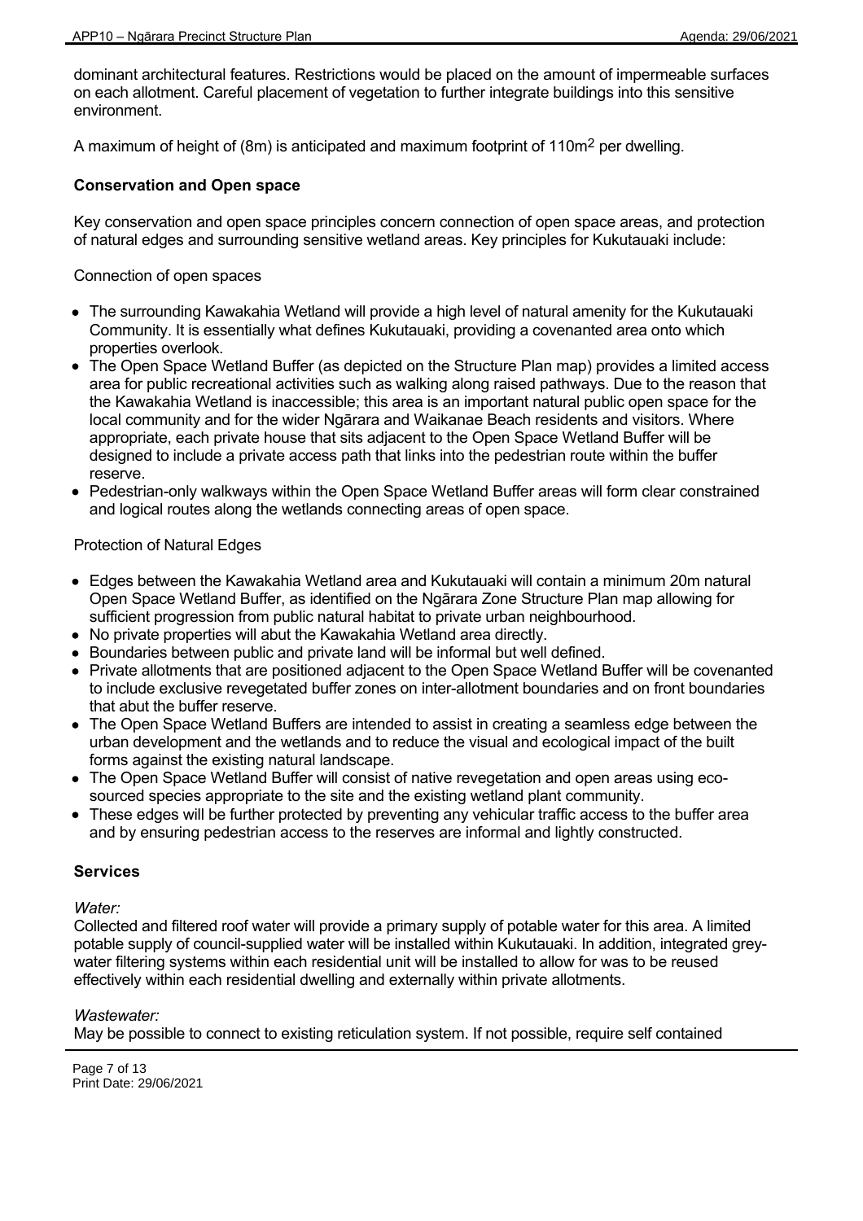dominant architectural features. Restrictions would be placed on the amount of impermeable surfaces on each allotment. Careful placement of vegetation to further integrate buildings into this sensitive environment.

A maximum of height of (8m) is anticipated and maximum footprint of $110m^2$ per dwelling.

**Conservation and Open space**

Key conservation and open space principles concern connection of open space areas, and protection of natural edges and surrounding sensitive wetland areas. Key principles for Kukutauaki include:

Connection of open spaces

- The surrounding Kawakahia Wetland will provide a high level of natural amenity for the Kukutauaki Community. It is essentially what defines Kukutauaki, providing a covenanted area onto which properties overlook.
- The Open Space Wetland Buffer (as depicted on the Structure Plan map) provides a limited access area for public recreational activities such as walking along raised pathways. Due to the reason that the Kawakahia Wetland is inaccessible; this area is an important natural public open space for the local community and for the wider Ngārara and Waikanae Beach residents and visitors. Where appropriate, each private house that sits adjacent to the Open Space Wetland Buffer will be designed to include a private access path that links into the pedestrian route within the buffer reserve.
- Pedestrian-only walkways within the Open Space Wetland Buffer areas will form clear constrained and logical routes along the wetlands connecting areas of open space.

Protection of Natural Edges

- Edges between the Kawakahia Wetland area and Kukutauaki will contain a minimum 20m natural Open Space Wetland Buffer, as identified on the Ngārara Zone Structure Plan map allowing for sufficient progression from public natural habitat to private urban neighbourhood.
- No private properties will abut the Kawakahia Wetland area directly.
- Boundaries between public and private land will be informal but well defined.
- Private allotments that are positioned adjacent to the Open Space Wetland Buffer will be covenanted to include exclusive revegetated buffer zones on inter-allotment boundaries and on front boundaries that abut the buffer reserve.
- The Open Space Wetland Buffers are intended to assist in creating a seamless edge between the urban development and the wetlands and to reduce the visual and ecological impact of the built forms against the existing natural landscape.
- The Open Space Wetland Buffer will consist of native revegetation and open areas using eco-sourced species appropriate to the site and the existing wetland plant community.
- These edges will be further protected by preventing any vehicular traffic access to the buffer area and by ensuring pedestrian access to the reserves are informal and lightly constructed.

**Services**

*Water:*
Collected and filtered roof water will provide a primary supply of potable water for this area. A limited potable supply of council-supplied water will be installed within Kukutauaki. In addition, integrated grey-water filtering systems within each residential unit will be installed to allow for was to be reused effectively within each residential dwelling and externally within private allotments.

*Wastewater:*
May be possible to connect to existing reticulation system. If not possible, require self contained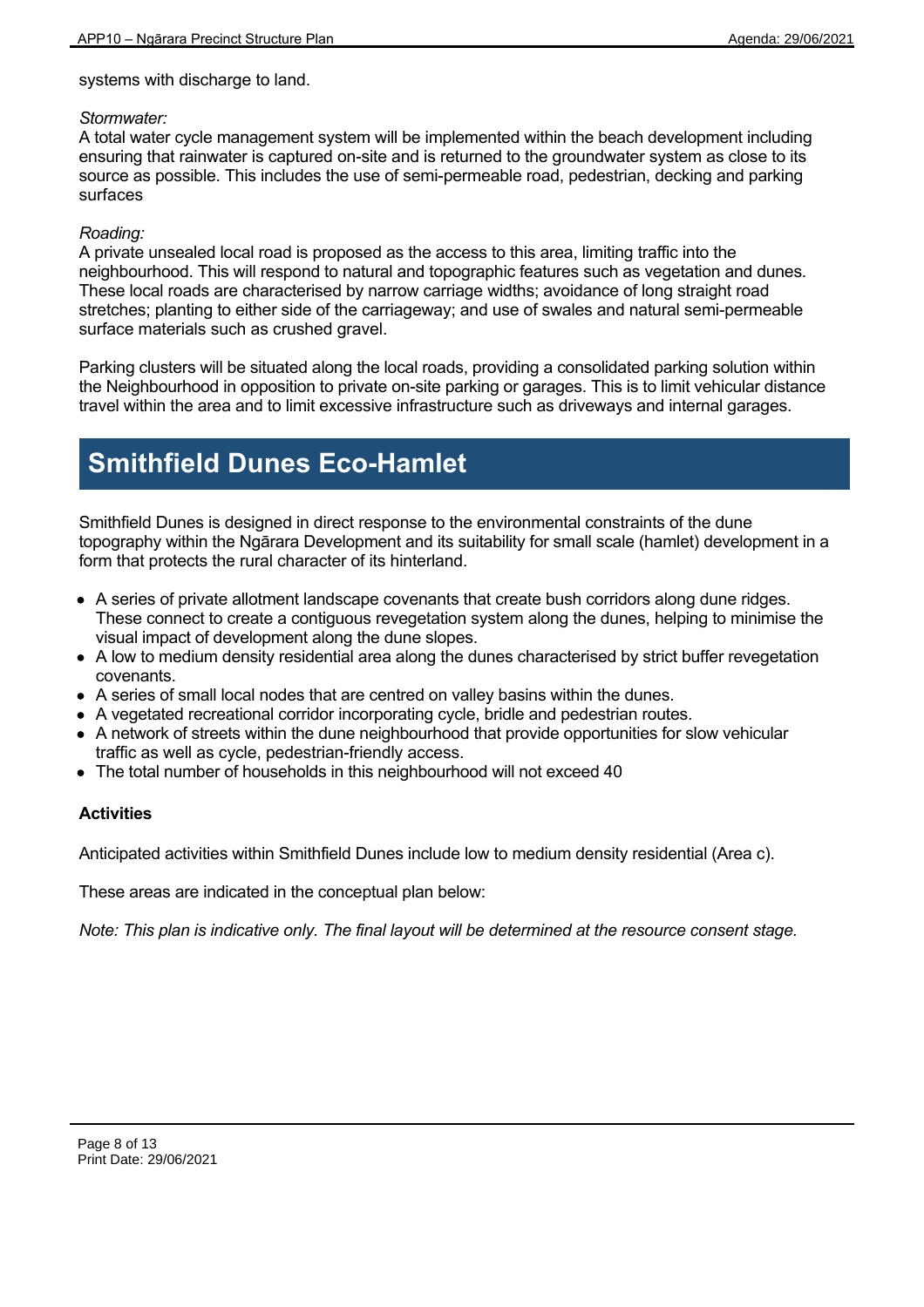systems with discharge to land.

*Stormwater:*
A total water cycle management system will be implemented within the beach development including ensuring that rainwater is captured on-site and is returned to the groundwater system as close to its source as possible. This includes the use of semi-permeable road, pedestrian, decking and parking surfaces

*Roading:*
A private unsealed local road is proposed as the access to this area, limiting traffic into the neighbourhood. This will respond to natural and topographic features such as vegetation and dunes. These local roads are characterised by narrow carriage widths; avoidance of long straight road stretches; planting to either side of the carriageway; and use of swales and natural semi-permeable surface materials such as crushed gravel.

Parking clusters will be situated along the local roads, providing a consolidated parking solution within the Neighbourhood in opposition to private on-site parking or garages. This is to limit vehicular distance travel within the area and to limit excessive infrastructure such as driveways and internal garages.

## Smithfield Dunes Eco-Hamlet

Smithfield Dunes is designed in direct response to the environmental constraints of the dune topography within the Ngārara Development and its suitability for small scale (hamlet) development in a form that protects the rural character of its hinterland.

- A series of private allotment landscape covenants that create bush corridors along dune ridges. These connect to create a contiguous revegetation system along the dunes, helping to minimise the visual impact of development along the dune slopes.
- A low to medium density residential area along the dunes characterised by strict buffer revegetation covenants.
- A series of small local nodes that are centred on valley basins within the dunes.
- A vegetated recreational corridor incorporating cycle, bridle and pedestrian routes.
- A network of streets within the dune neighbourhood that provide opportunities for slow vehicular traffic as well as cycle, pedestrian-friendly access.
- The total number of households in this neighbourhood will not exceed 40

**Activities**

Anticipated activities within Smithfield Dunes include low to medium density residential (Area c).

These areas are indicated in the conceptual plan below:

*Note: This plan is indicative only. The final layout will be determined at the resource consent stage.*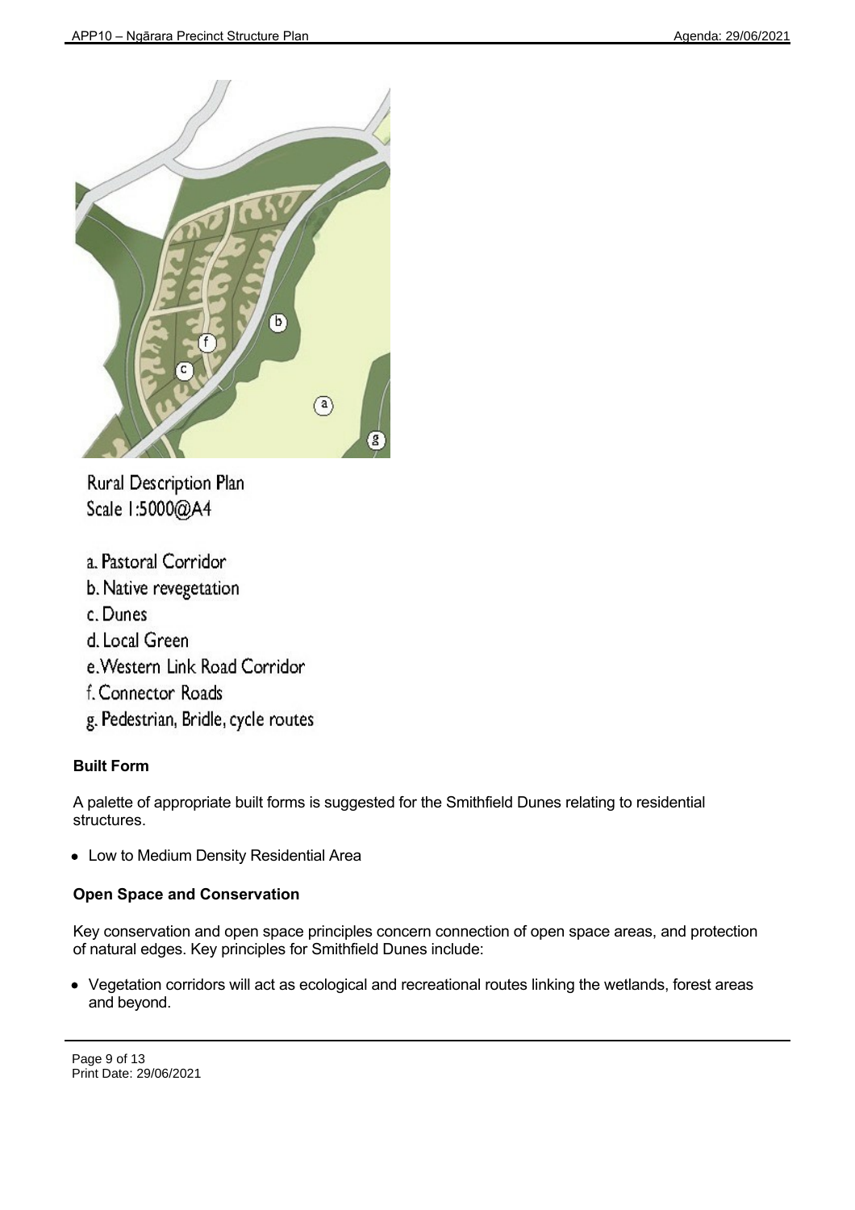Rural Description Plan
Scale 1:5000@A4

a. Pastoral Corridor
b. Native revegetation
c. Dunes
d. Local Green
e. Western Link Road Corridor
f. Connector Roads
g. Pedestrian, Bridle, cycle routes

**Built Form**

A palette of appropriate built forms is suggested for the Smithfield Dunes relating to residential structures.

- Low to Medium Density Residential Area

**Open Space and Conservation**

Key conservation and open space principles concern connection of open space areas, and protection of natural edges. Key principles for Smithfield Dunes include:

- Vegetation corridors will act as ecological and recreational routes linking the wetlands, forest areas and beyond.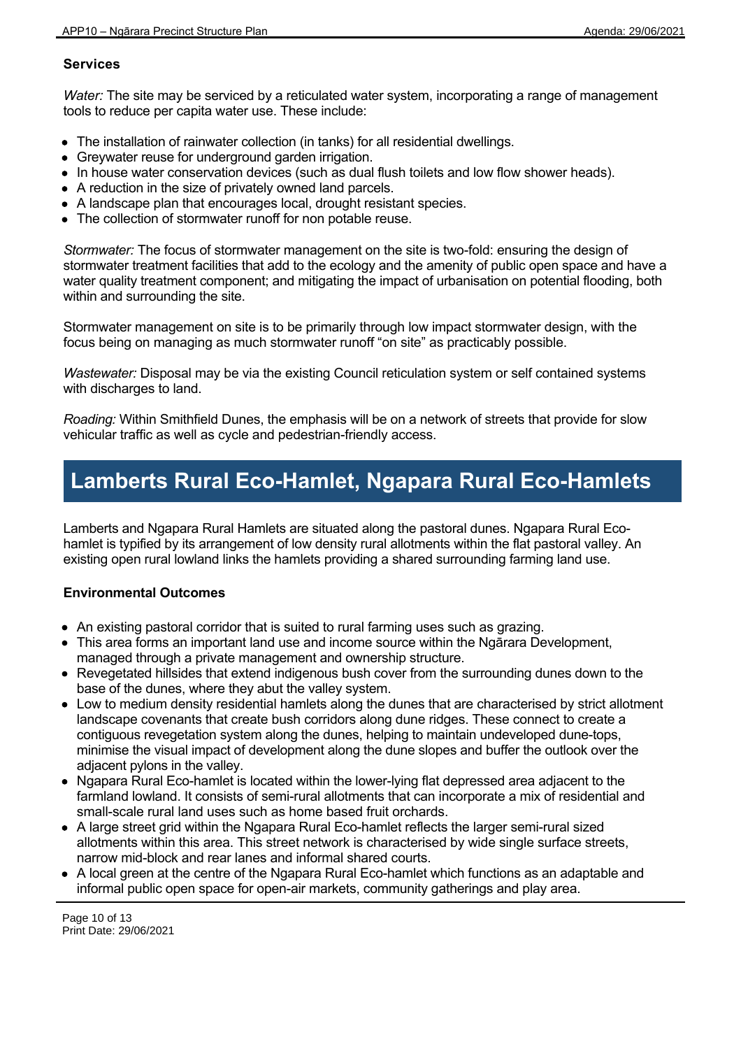### Services

*Water:* The site may be serviced by a reticulated water system, incorporating a range of management tools to reduce per capita water use. These include:

- The installation of rainwater collection (in tanks) for all residential dwellings.
- Greywater reuse for underground garden irrigation.
- In house water conservation devices (such as dual flush toilets and low flow shower heads).
- A reduction in the size of privately owned land parcels.
- A landscape plan that encourages local, drought resistant species.
- The collection of stormwater runoff for non potable reuse.

*Stormwater:* The focus of stormwater management on the site is two-fold: ensuring the design of stormwater treatment facilities that add to the ecology and the amenity of public open space and have a water quality treatment component; and mitigating the impact of urbanisation on potential flooding, both within and surrounding the site.

Stormwater management on site is to be primarily through low impact stormwater design, with the focus being on managing as much stormwater runoff "on site" as practicably possible.

*Wastewater:* Disposal may be via the existing Council reticulation system or self contained systems with discharges to land.

*Roading:* Within Smithfield Dunes, the emphasis will be on a network of streets that provide for slow vehicular traffic as well as cycle and pedestrian-friendly access.

## Lamberts Rural Eco-Hamlet, Ngapara Rural Eco-Hamlets

Lamberts and Ngapara Rural Hamlets are situated along the pastoral dunes. Ngapara Rural Eco-hamlet is typified by its arrangement of low density rural allotments within the flat pastoral valley. An existing open rural lowland links the hamlets providing a shared surrounding farming land use.

### Environmental Outcomes

- An existing pastoral corridor that is suited to rural farming uses such as grazing.
- This area forms an important land use and income source within the Ngārara Development, managed through a private management and ownership structure.
- Revegetated hillsides that extend indigenous bush cover from the surrounding dunes down to the base of the dunes, where they abut the valley system.
- Low to medium density residential hamlets along the dunes that are characterised by strict allotment landscape covenants that create bush corridors along dune ridges. These connect to create a contiguous revegetation system along the dunes, helping to maintain undeveloped dune-tops, minimise the visual impact of development along the dune slopes and buffer the outlook over the adjacent pylons in the valley.
- Ngapara Rural Eco-hamlet is located within the lower-lying flat depressed area adjacent to the farmland lowland. It consists of semi-rural allotments that can incorporate a mix of residential and small-scale rural land uses such as home based fruit orchards.
- A large street grid within the Ngapara Rural Eco-hamlet reflects the larger semi-rural sized allotments within this area. This street network is characterised by wide single surface streets, narrow mid-block and rear lanes and informal shared courts.
- A local green at the centre of the Ngapara Rural Eco-hamlet which functions as an adaptable and informal public open space for open-air markets, community gatherings and play area.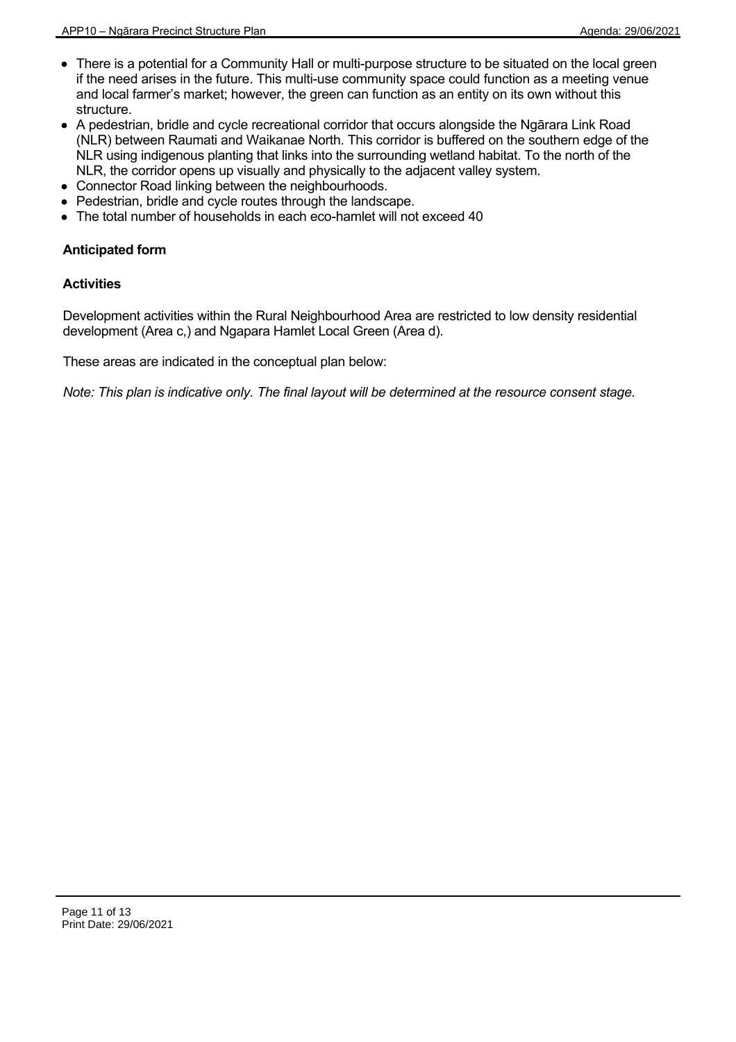- There is a potential for a Community Hall or multi-purpose structure to be situated on the local green if the need arises in the future. This multi-use community space could function as a meeting venue and local farmer's market; however, the green can function as an entity on its own without this structure.
- A pedestrian, bridle and cycle recreational corridor that occurs alongside the Ngārara Link Road (NLR) between Raumati and Waikanae North. This corridor is buffered on the southern edge of the NLR using indigenous planting that links into the surrounding wetland habitat. To the north of the NLR, the corridor opens up visually and physically to the adjacent valley system.
- Connector Road linking between the neighbourhoods.
- Pedestrian, bridle and cycle routes through the landscape.
- The total number of households in each eco-hamlet will not exceed 40

**Anticipated form**

**Activities**

Development activities within the Rural Neighbourhood Area are restricted to low density residential development (Area c,) and Ngapara Hamlet Local Green (Area d).

These areas are indicated in the conceptual plan below:

*Note: This plan is indicative only. The final layout will be determined at the resource consent stage.*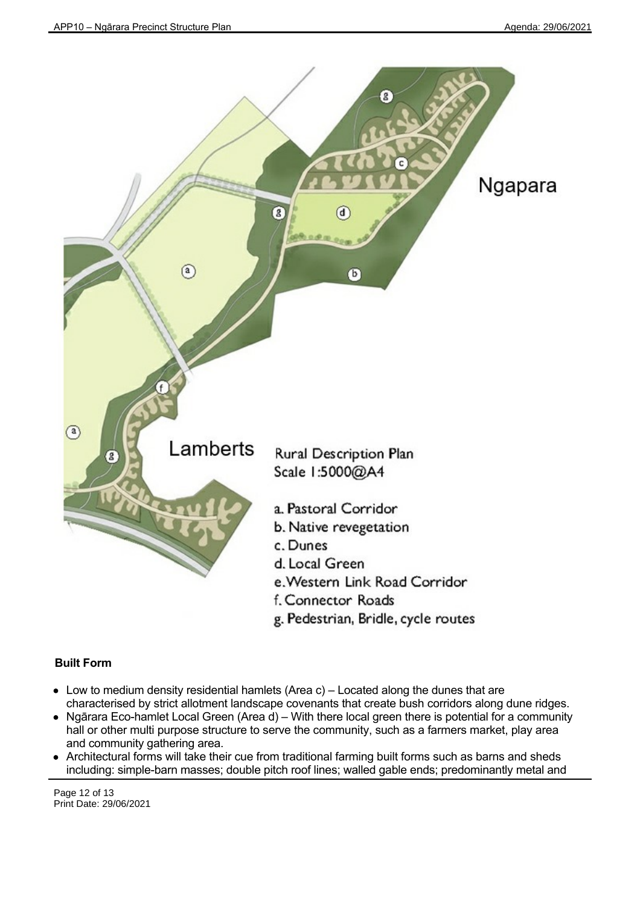Ngapara

Lamberts

Rural Description Plan
Scale 1:5000@A4

a. Pastoral Corridor
b. Native revegetation
c. Dunes
d. Local Green
e. Western Link Road Corridor
f. Connector Roads
g. Pedestrian, Bridle, cycle routes

**Built Form**

- Low to medium density residential hamlets (Area c) – Located along the dunes that are characterised by strict allotment landscape covenants that create bush corridors along dune ridges.
- Ngārara Eco-hamlet Local Green (Area d) – With there local green there is potential for a community hall or other multi purpose structure to serve the community, such as a farmers market, play area and community gathering area.
- Architectural forms will take their cue from traditional farming built forms such as barns and sheds including: simple-barn masses; double pitch roof lines; walled gable ends; predominantly metal and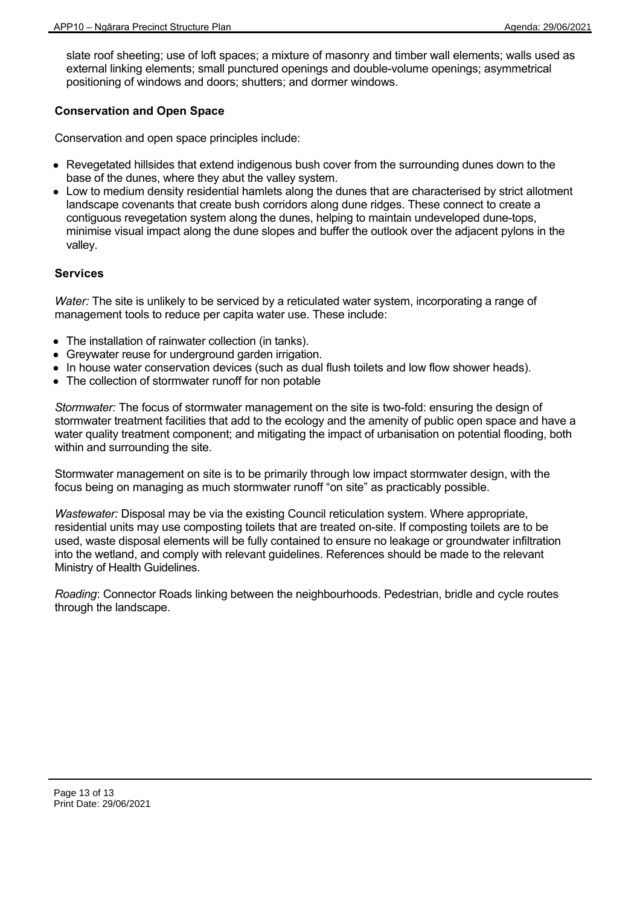slate roof sheeting; use of loft spaces; a mixture of masonry and timber wall elements; walls used as external linking elements; small punctured openings and double-volume openings; asymmetrical positioning of windows and doors; shutters; and dormer windows.

**Conservation and Open Space**

Conservation and open space principles include:

- Revegetated hillsides that extend indigenous bush cover from the surrounding dunes down to the base of the dunes, where they abut the valley system.
- Low to medium density residential hamlets along the dunes that are characterised by strict allotment landscape covenants that create bush corridors along dune ridges. These connect to create a contiguous revegetation system along the dunes, helping to maintain undeveloped dune-tops, minimise visual impact along the dune slopes and buffer the outlook over the adjacent pylons in the valley.

**Services**

*Water:* The site is unlikely to be serviced by a reticulated water system, incorporating a range of management tools to reduce per capita water use. These include:

- The installation of rainwater collection (in tanks).
- Greywater reuse for underground garden irrigation.
- In house water conservation devices (such as dual flush toilets and low flow shower heads).
- The collection of stormwater runoff for non potable

*Stormwater:* The focus of stormwater management on the site is two-fold: ensuring the design of stormwater treatment facilities that add to the ecology and the amenity of public open space and have a water quality treatment component; and mitigating the impact of urbanisation on potential flooding, both within and surrounding the site.

Stormwater management on site is to be primarily through low impact stormwater design, with the focus being on managing as much stormwater runoff "on site" as practicably possible.

*Wastewater:* Disposal may be via the existing Council reticulation system. Where appropriate, residential units may use composting toilets that are treated on-site. If composting toilets are to be used, waste disposal elements will be fully contained to ensure no leakage or groundwater infiltration into the wetland, and comply with relevant guidelines. References should be made to the relevant Ministry of Health Guidelines.

*Roading*: Connector Roads linking between the neighbourhoods. Pedestrian, bridle and cycle routes through the landscape.